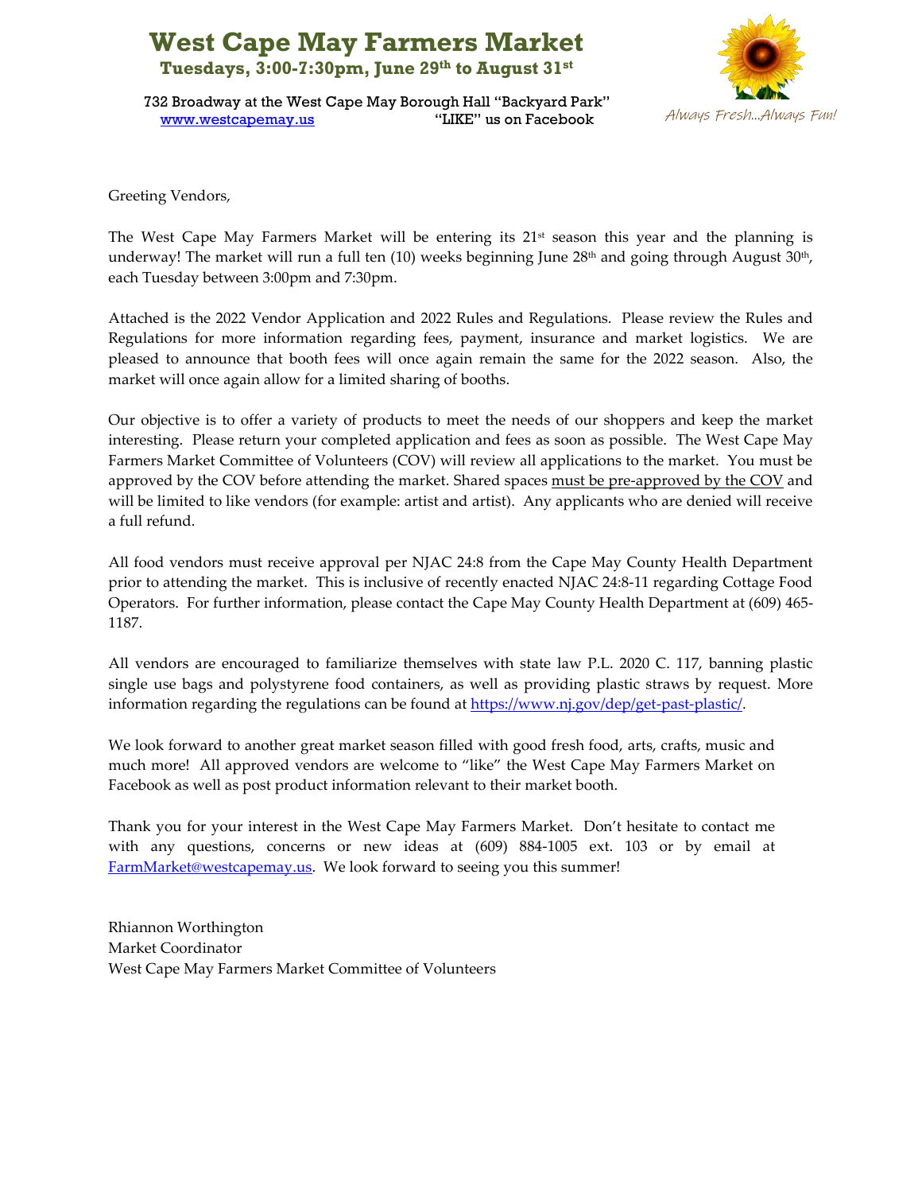# West Cape May Farmers Market

**Tuesdays, 3:00-7:30pm, June 29th to August 31st**

732 Broadway at the West Cape May Borough Hall "Backyard Park"

www.westcapemay.us "LIKE" us on Facebook

*Always Fresh...Always Fun!*

Greeting Vendors,

The West Cape May Farmers Market will be entering its 21st season this year and the planning is underway! The market will run a full ten (10) weeks beginning June 28th and going through August 30th, each Tuesday between 3:00pm and 7:30pm.

Attached is the 2022 Vendor Application and 2022 Rules and Regulations. Please review the Rules and Regulations for more information regarding fees, payment, insurance and market logistics. We are pleased to announce that booth fees will once again remain the same for the 2022 season. Also, the market will once again allow for a limited sharing of booths.

Our objective is to offer a variety of products to meet the needs of our shoppers and keep the market interesting. Please return your completed application and fees as soon as possible. The West Cape May Farmers Market Committee of Volunteers (COV) will review all applications to the market. You must be approved by the COV before attending the market. Shared spaces must be pre-approved by the COV and will be limited to like vendors (for example: artist and artist). Any applicants who are denied will receive a full refund.

All food vendors must receive approval per NJAC 24:8 from the Cape May County Health Department prior to attending the market. This is inclusive of recently enacted NJAC 24:8-11 regarding Cottage Food Operators. For further information, please contact the Cape May County Health Department at (609) 465-1187.

All vendors are encouraged to familiarize themselves with state law P.L. 2020 C. 117, banning plastic single use bags and polystyrene food containers, as well as providing plastic straws by request. More information regarding the regulations can be found at https://www.nj.gov/dep/get-past-plastic/.

We look forward to another great market season filled with good fresh food, arts, crafts, music and much more! All approved vendors are welcome to "like" the West Cape May Farmers Market on Facebook as well as post product information relevant to their market booth.

Thank you for your interest in the West Cape May Farmers Market. Don't hesitate to contact me with any questions, concerns or new ideas at (609) 884-1005 ext. 103 or by email at FarmMarket@westcapemay.us. We look forward to seeing you this summer!

Rhiannon Worthington
Market Coordinator
West Cape May Farmers Market Committee of Volunteers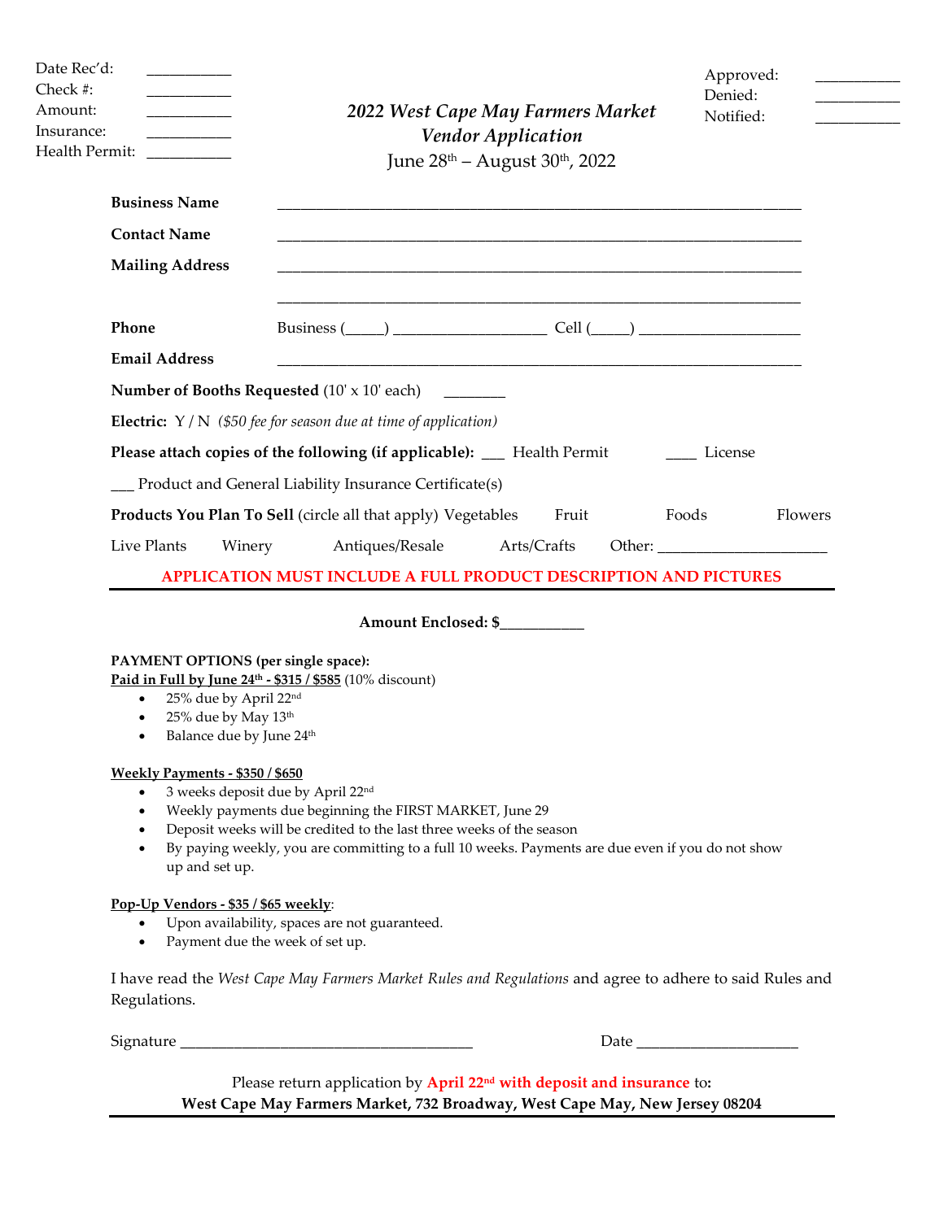Date Rec'd: __________
Check #: __________
Amount: __________
Insurance: __________
Health Permit: __________

Approved: __________
Denied: __________
Notified: __________

# *2022 West Cape May Farmers Market Vendor Application*

June 28th – August 30th, 2022

**Business Name** ____________________________________________

**Contact Name** ____________________________________________

**Mailing Address** ____________________________________________

____________________________________________

**Phone** Business (____) ________________ Cell (____) ________________

**Email Address** ____________________________________________

**Number of Booths Requested** (10' x 10' each) _______

**Electric:** Y / N *($50 fee for season due at time of application)*

**Please attach copies of the following (if applicable):** ___ Health Permit ____ License

___ Product and General Liability Insurance Certificate(s)

**Products You Plan To Sell** (circle all that apply) Vegetables Fruit Foods Flowers

Live Plants Winery Antiques/Resale Arts/Crafts Other: ____________________

**APPLICATION MUST INCLUDE A FULL PRODUCT DESCRIPTION AND PICTURES**

---

**Amount Enclosed: $__________**

**PAYMENT OPTIONS (per single space):**

**Paid in Full by June 24th - $315 / $585** (10% discount)

- 25% due by April 22nd
- 25% due by May 13th
- Balance due by June 24th

**Weekly Payments - $350 / $650**

- 3 weeks deposit due by April 22nd
- Weekly payments due beginning the FIRST MARKET, June 29
- Deposit weeks will be credited to the last three weeks of the season
- By paying weekly, you are committing to a full 10 weeks. Payments are due even if you do not show up and set up.

**Pop-Up Vendors - $35 / $65 weekly**:

- Upon availability, spaces are not guaranteed.
- Payment due the week of set up.

I have read the *West Cape May Farmers Market Rules and Regulations* and agree to adhere to said Rules and Regulations.

Signature ________________________________ Date ________________

Please return application by **April 22nd with deposit and insurance** to**:**

**West Cape May Farmers Market, 732 Broadway, West Cape May, New Jersey 08204**